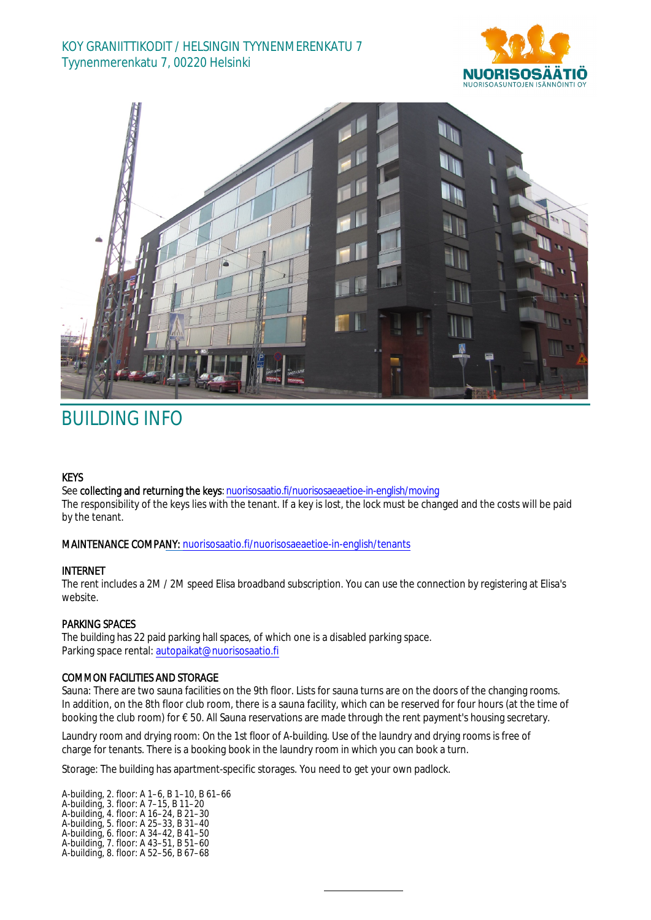KOY GRANIITTIKODIT / HELSINGIN TYYNENMERENKATU 7
Tyynenmerenkatu 7, 00220 Helsinki

# BUILDING INFO

### KEYS

See **collecting and returning the keys**: nuorisosaatio.fi/nuorisosaeaetioe-in-english/moving
The responsibility of the keys lies with the tenant. If a key is lost, the lock must be changed and the costs will be paid by the tenant.

### MAINTENANCE COMPANY: nuorisosaatio.fi/nuorisosaeaetioe-in-english/tenants

### INTERNET

The rent includes a 2M / 2M speed Elisa broadband subscription. You can use the connection by registering at Elisa's website.

### PARKING SPACES

The building has 22 paid parking hall spaces, of which one is a disabled parking space.
Parking space rental: autopaikat@nuorisosaatio.fi

### COMMON FACILITIES AND STORAGE

Sauna: There are two sauna facilities on the 9th floor. Lists for sauna turns are on the doors of the changing rooms. In addition, on the 8th floor club room, there is a sauna facility, which can be reserved for four hours (at the time of booking the club room) for € 50. All Sauna reservations are made through the rent payment's housing secretary.

Laundry room and drying room: On the 1st floor of A-building. Use of the laundry and drying rooms is free of charge for tenants. There is a booking book in the laundry room in which you can book a turn.

Storage: The building has apartment-specific storages. You need to get your own padlock.

A-building, 2. floor: A 1–6, B 1–10, B 61–66
A-building, 3. floor: A 7–15, B 11–20
A-building, 4. floor: A 16–24, B 21–30
A-building, 5. floor: A 25–33, B 31–40
A-building, 6. floor: A 34–42, B 41–50
A-building, 7. floor: A 43–51, B 51–60
A-building, 8. floor: A 52–56, B 67–68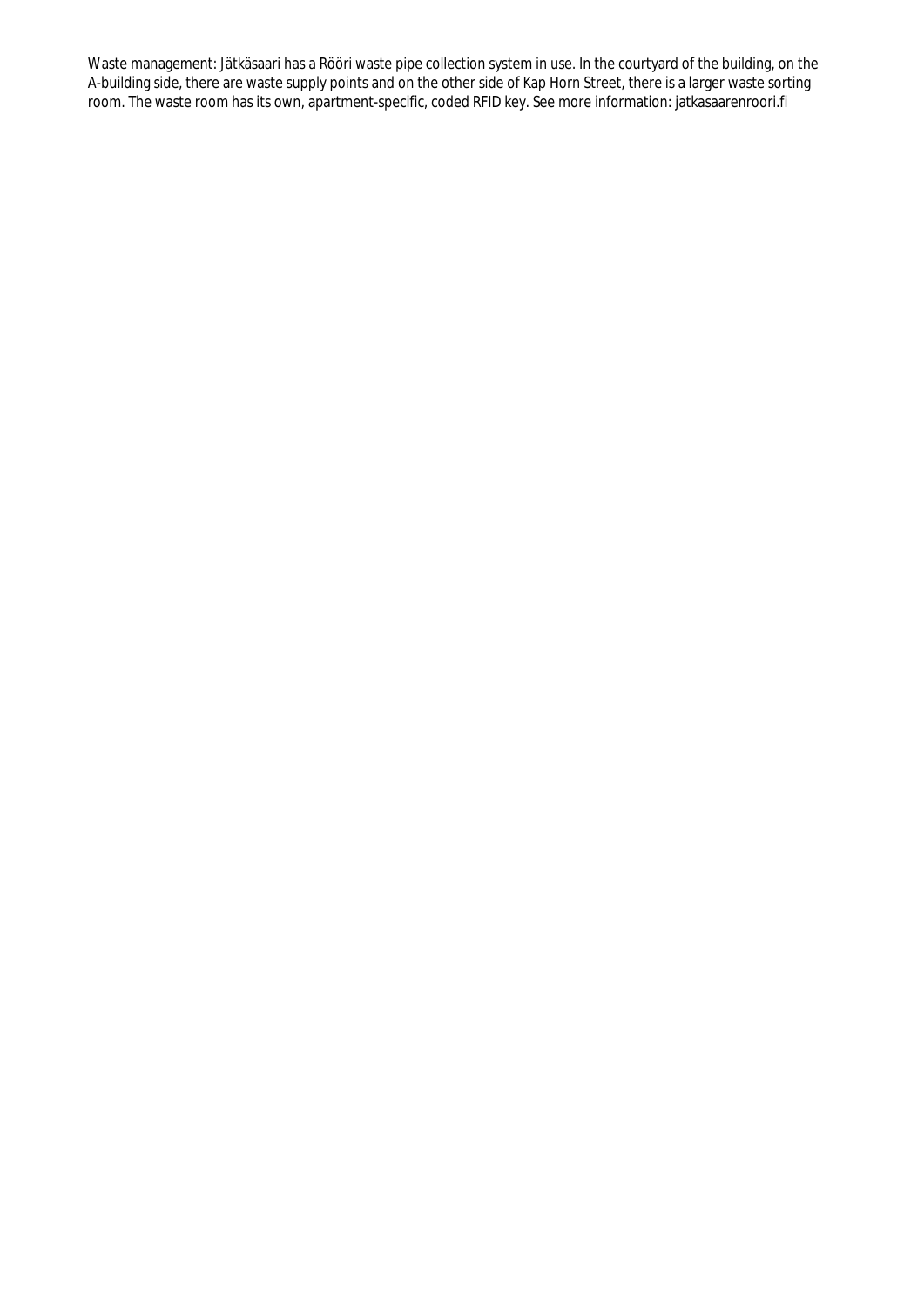Waste management: Jätkäsaari has a Rööri waste pipe collection system in use. In the courtyard of the building, on the A-building side, there are waste supply points and on the other side of Kap Horn Street, there is a larger waste sorting room. The waste room has its own, apartment-specific, coded RFID key. See more information: jatkasaarenroori.fi